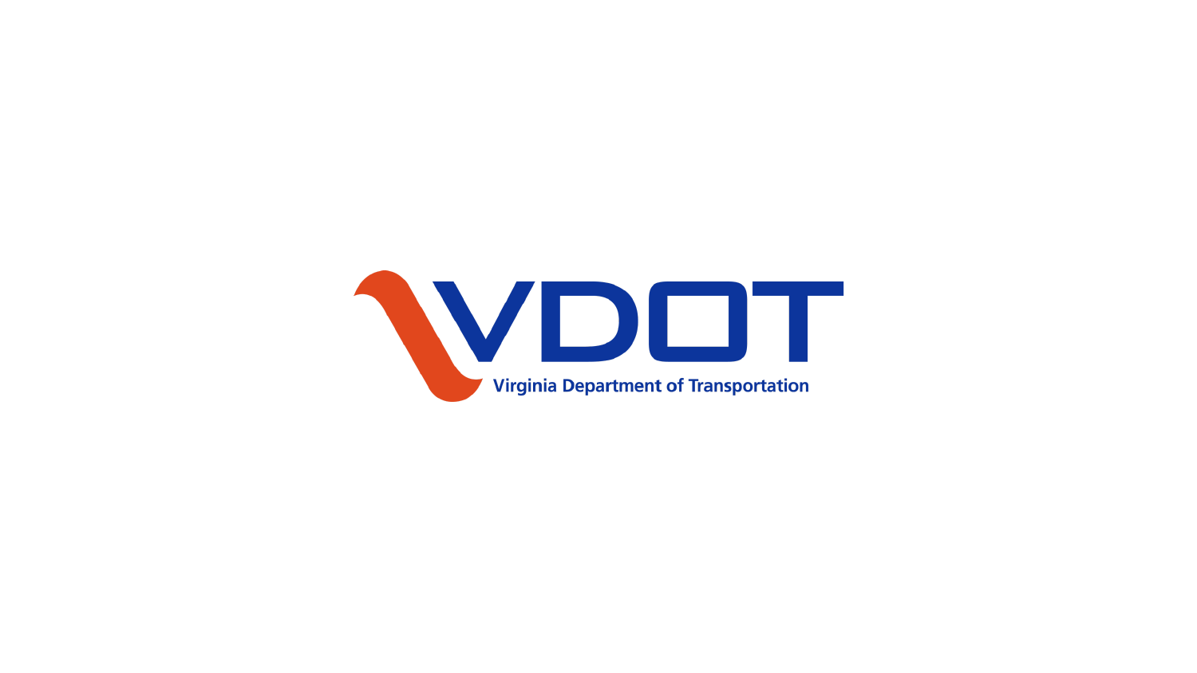VDOT

Virginia Department of Transportation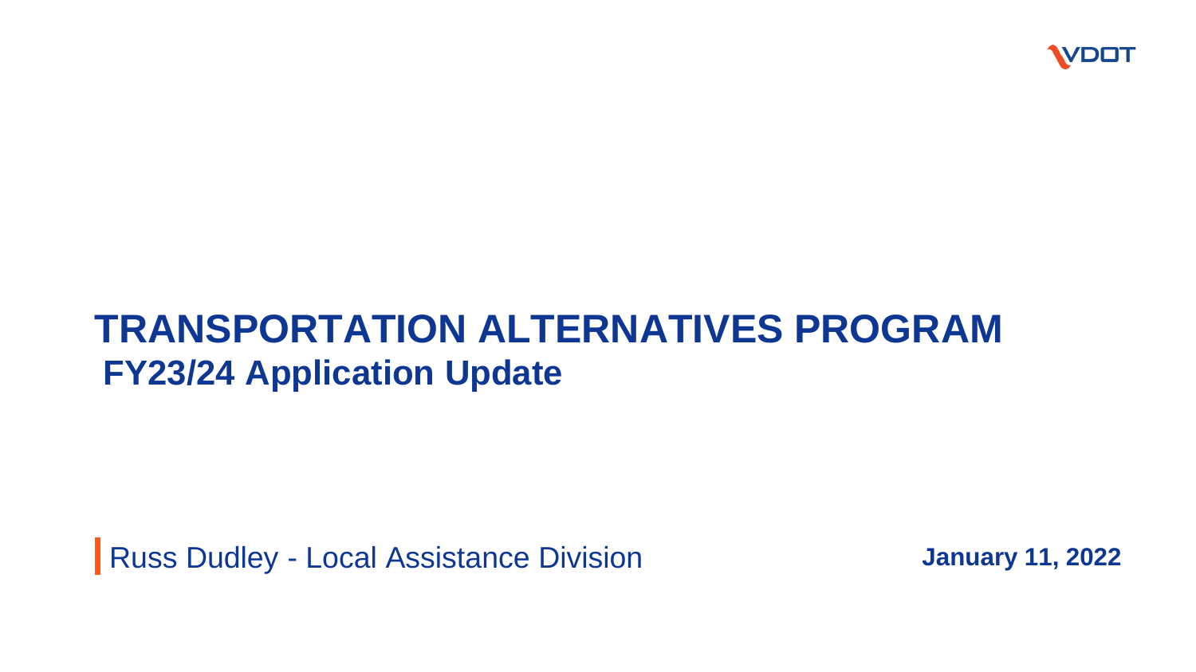# TRANSPORTATION ALTERNATIVES PROGRAM

## FY23/24 Application Update

Russ Dudley - Local Assistance Division

**January 11, 2022**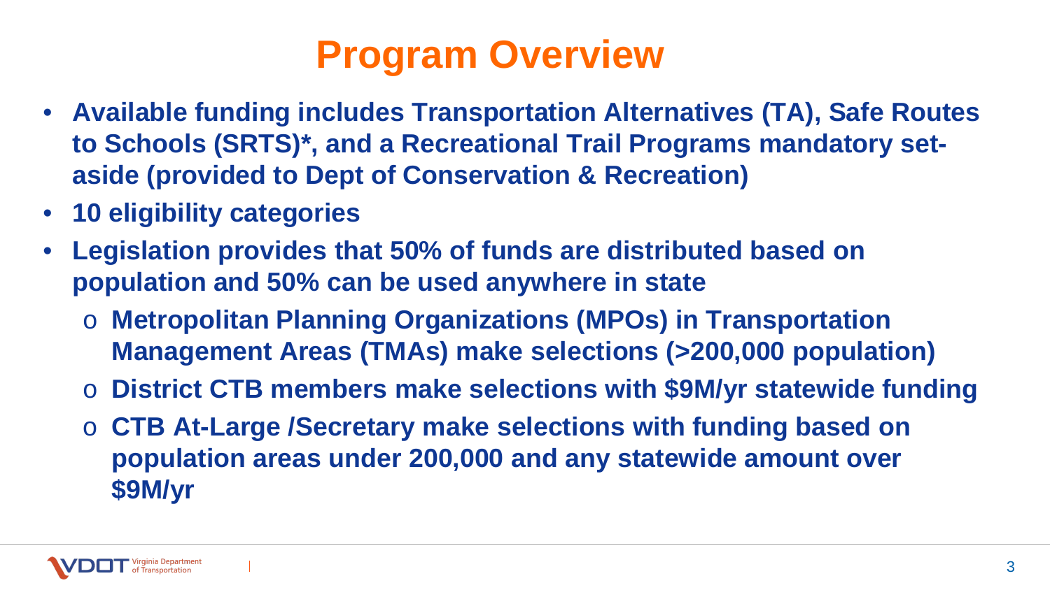# Program Overview

- **Available funding includes Transportation Alternatives (TA), Safe Routes to Schools (SRTS)*, and a Recreational Trail Programs mandatory set-aside (provided to Dept of Conservation & Recreation)**
- **10 eligibility categories**
- **Legislation provides that 50% of funds are distributed based on population and 50% can be used anywhere in state**
  - **Metropolitan Planning Organizations (MPOs) in Transportation Management Areas (TMAs) make selections (>200,000 population)**
  - **District CTB members make selections with $9M/yr statewide funding**
  - **CTB At-Large /Secretary make selections with funding based on population areas under 200,000 and any statewide amount over $9M/yr**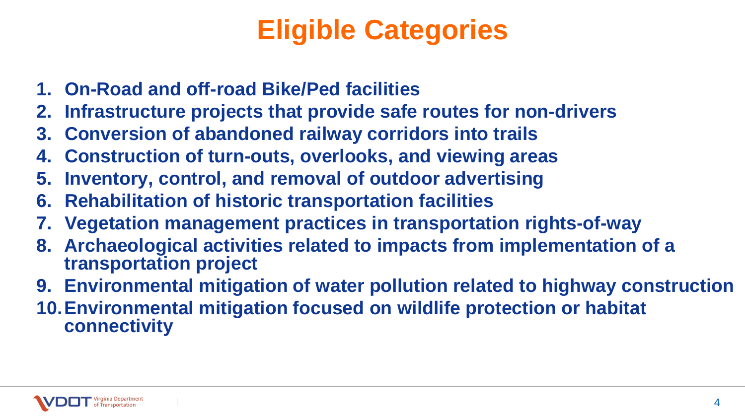# Eligible Categories

1. **On-Road and off-road Bike/Ped facilities**
2. **Infrastructure projects that provide safe routes for non-drivers**
3. **Conversion of abandoned railway corridors into trails**
4. **Construction of turn-outs, overlooks, and viewing areas**
5. **Inventory, control, and removal of outdoor advertising**
6. **Rehabilitation of historic transportation facilities**
7. **Vegetation management practices in transportation rights-of-way**
8. **Archaeological activities related to impacts from implementation of a transportation project**
9. **Environmental mitigation of water pollution related to highway construction**
10. **Environmental mitigation focused on wildlife protection or habitat connectivity**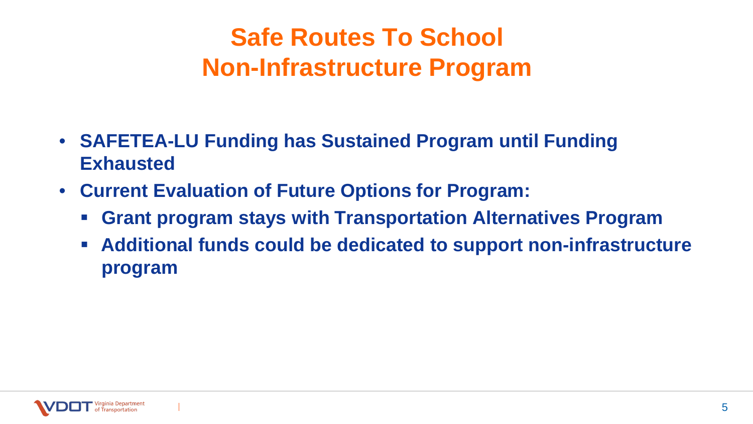# Safe Routes To School Non-Infrastructure Program

- **SAFETEA-LU Funding has Sustained Program until Funding Exhausted**
- **Current Evaluation of Future Options for Program:**
  - **Grant program stays with Transportation Alternatives Program**
  - **Additional funds could be dedicated to support non-infrastructure program**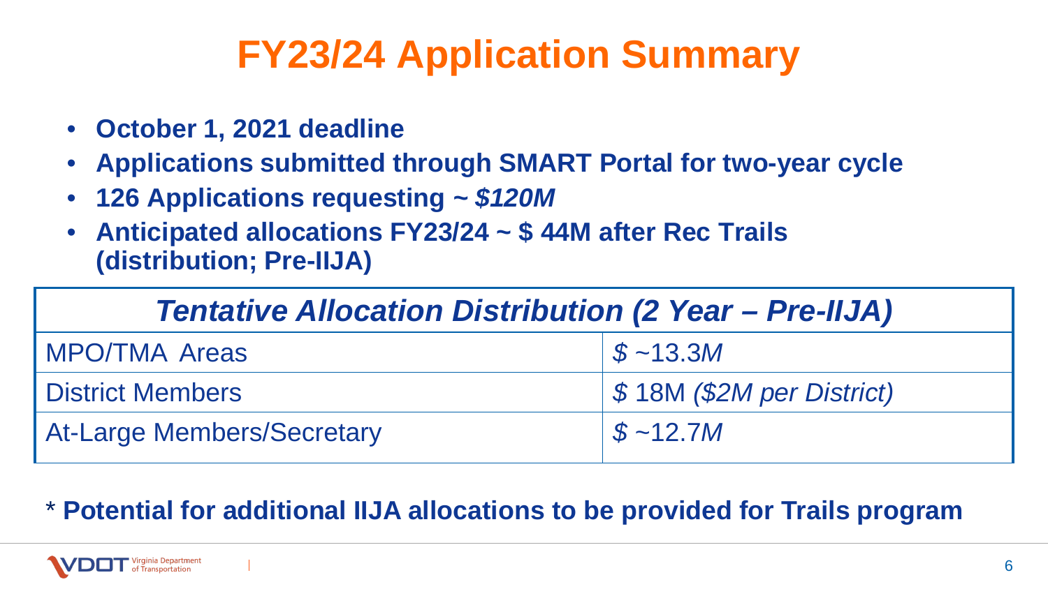# FY23/24 Application Summary

- **October 1, 2021 deadline**
- **Applications submitted through SMART Portal for two-year cycle**
- **126 Applications requesting ~ *$120M***
- **Anticipated allocations FY23/24 ~ $ 44M after Rec Trails (distribution; Pre-IIJA)**

| ***Tentative Allocation Distribution (2 Year – Pre-IIJA)*** | |
|---|---|
| MPO/TMA Areas | *$ ~13.3M* |
| District Members | $ 18M *($2M per District)* |
| At-Large Members/Secretary | *$ ~12.7M* |

\* **Potential for additional IIJA allocations to be provided for Trails program**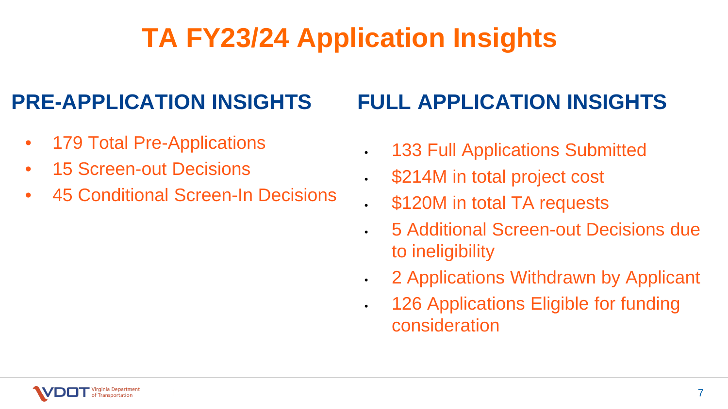# TA FY23/24 Application Insights

## PRE-APPLICATION INSIGHTS

- 179 Total Pre-Applications
- 15 Screen-out Decisions
- 45 Conditional Screen-In Decisions

## FULL APPLICATION INSIGHTS

- 133 Full Applications Submitted
- $214M in total project cost
- $120M in total TA requests
- 5 Additional Screen-out Decisions due to ineligibility
- 2 Applications Withdrawn by Applicant
- 126 Applications Eligible for funding consideration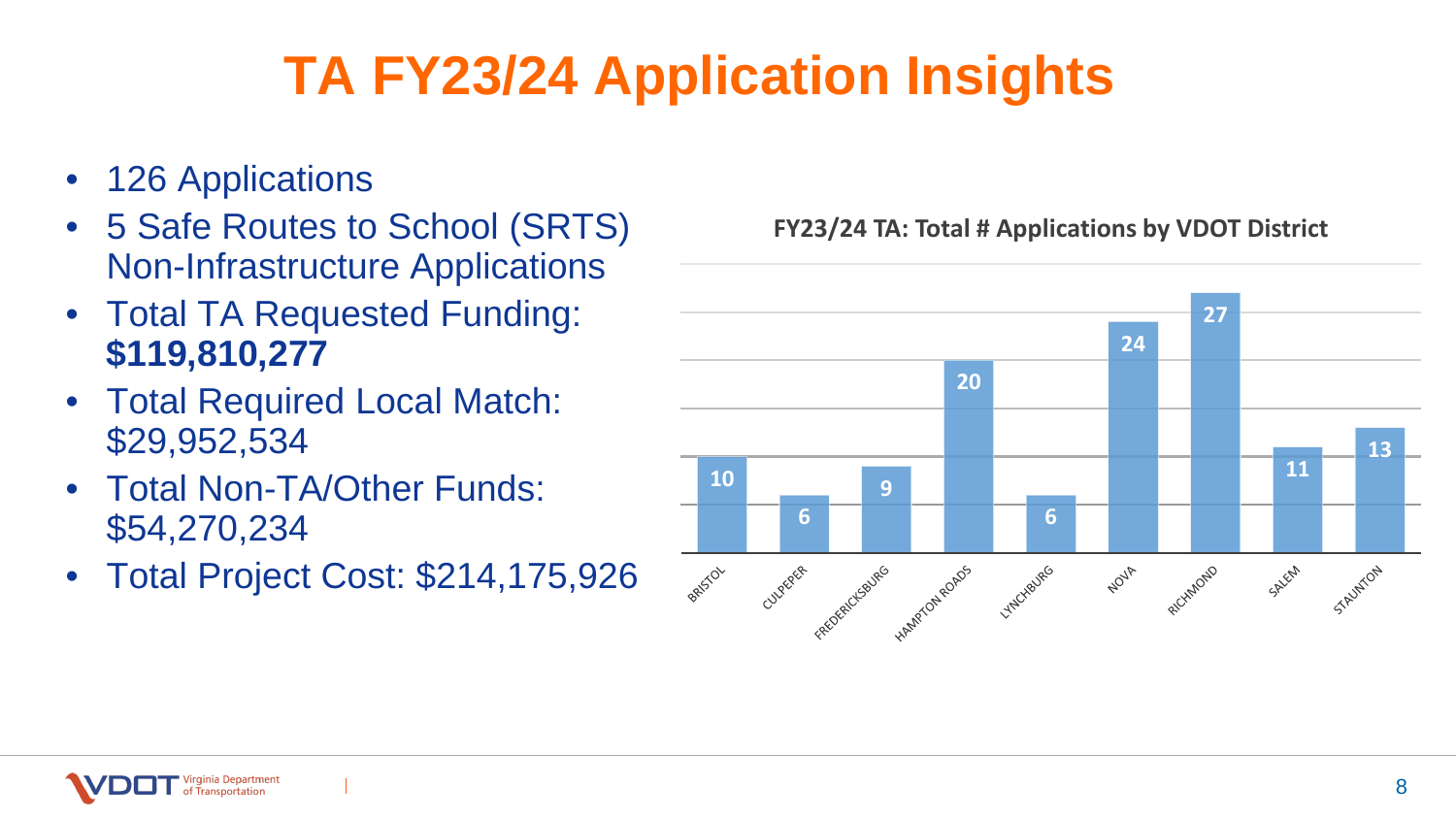# TA FY23/24 Application Insights

- 126 Applications
- 5 Safe Routes to School (SRTS) Non-Infrastructure Applications
- Total TA Requested Funding: **$119,810,277**
- Total Required Local Match: $29,952,534
- Total Non-TA/Other Funds: $54,270,234
- Total Project Cost: $214,175,926

**FY23/24 TA: Total # Applications by VDOT District**

| District | Applications |
|---|---|
| BRISTOL | 10 |
| CULPEPER | 6 |
| FREDERICKSBURG | 9 |
| HAMPTON ROADS | 20 |
| LYNCHBURG | 6 |
| NOVA | 24 |
| RICHMOND | 27 |
| SALEM | 11 |
| STAUNTON | 13 |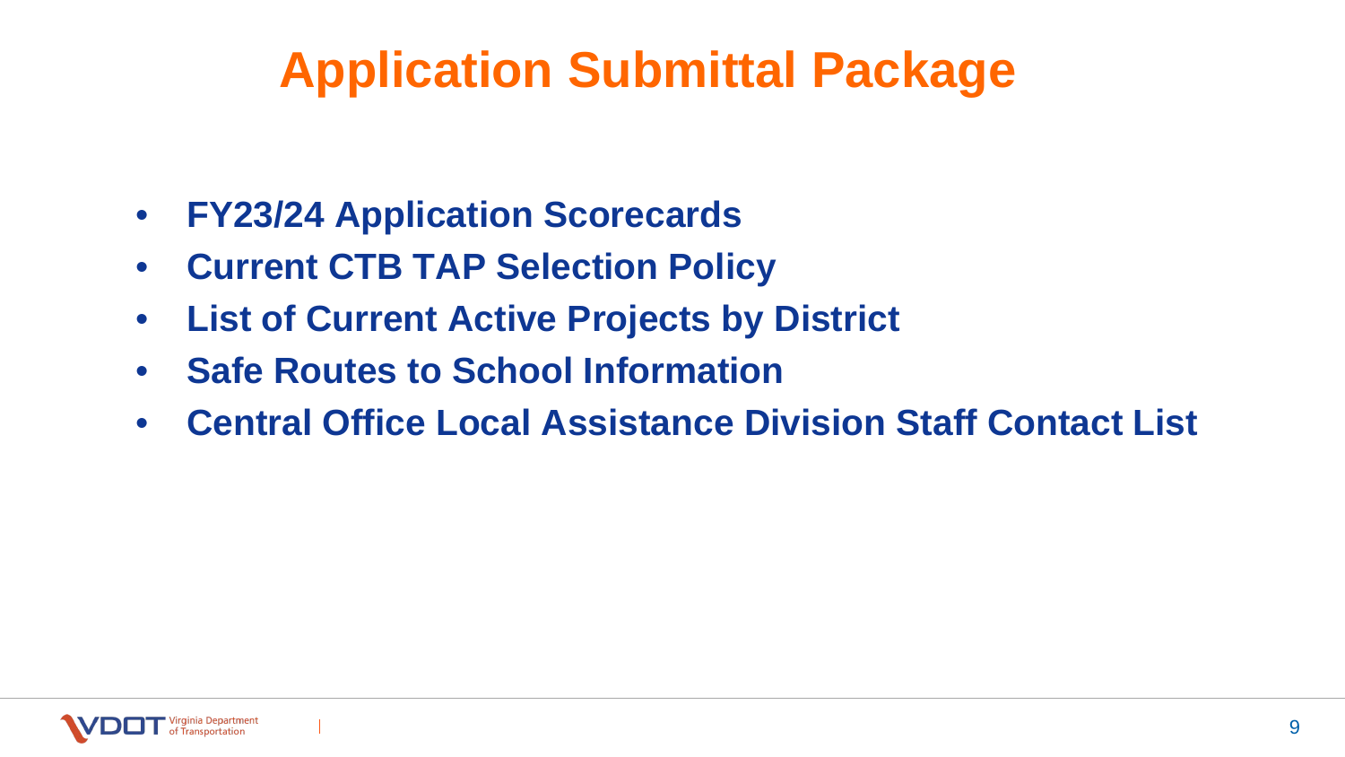# Application Submittal Package

- **FY23/24 Application Scorecards**
- **Current CTB TAP Selection Policy**
- **List of Current Active Projects by District**
- **Safe Routes to School Information**
- **Central Office Local Assistance Division Staff Contact List**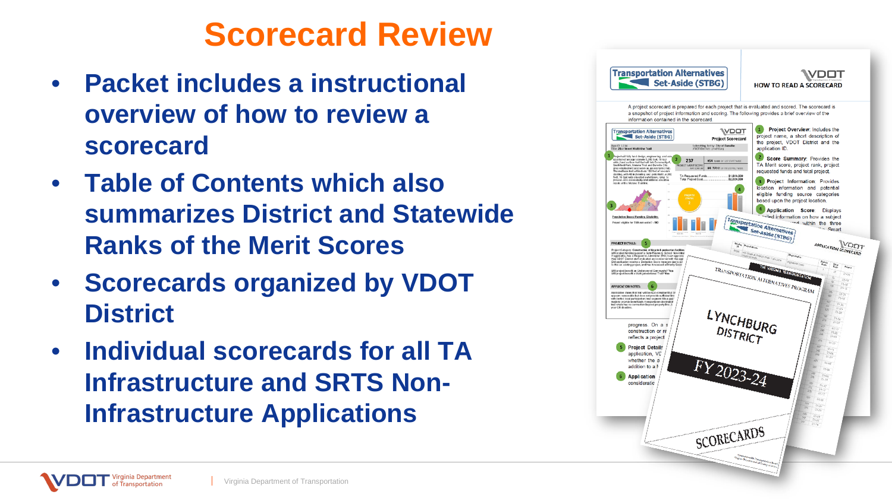# Scorecard Review

- Packet includes a instructional overview of how to review a scorecard
- Table of Contents which also summarizes District and Statewide Ranks of the Merit Scores
- Scorecards organized by VDOT District
- Individual scorecards for all TA Infrastructure and SRTS Non-Infrastructure Applications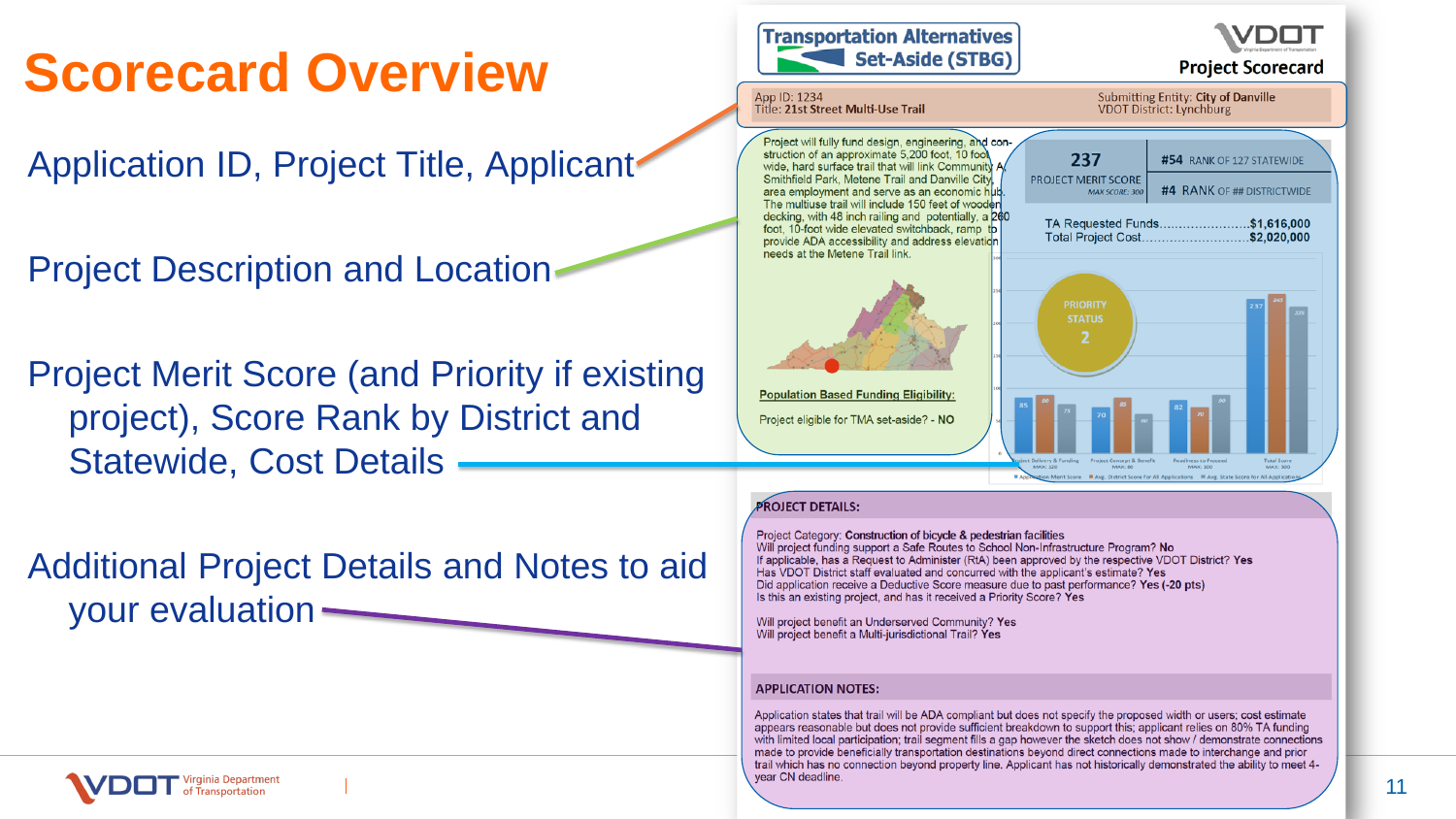# Scorecard Overview

Application ID, Project Title, Applicant

Project Description and Location

Project Merit Score (and Priority if existing project), Score Rank by District and Statewide, Cost Details

Additional Project Details and Notes to aid your evaluation

---

**Transportation Alternatives Set-Aside (STBG)**

**VDOT Project Scorecard**

App ID: 1234
Title: **21st Street Multi-Use Trail**

Submitting Entity: **City of Danville**
VDOT District: Lynchburg

Project will fully fund design, engineering, and construction of an approximately 5,200 foot, 10 foot wide, hard surface trail that will link Community A, Smithfield Park, Metene Trail and Danville City area employment and serve as an economic hub. The multiuse trail will include 150 feet of wooden decking, with 48 inch railing and potentially, a 260 foot, 10-foot wide elevated switchback, ramp to provide ADA accessibility and address elevation needs at the Metene Trail link.

**Population Based Funding Eligibility:**

Project eligible for TMA set-aside? - NO

**237** PROJECT MERIT SCORE (MAX SCORE: 300)

**#54** RANK OF 127 STATEWIDE

**#4** RANK OF ## DISTRICTWIDE

TA Requested Funds........................**$1,616,000**
Total Project Cost..............................**$2,020,000**

PRIORITY STATUS **2**

**PROJECT DETAILS:**

Project Category: **Construction of bicycle & pedestrian facilities**
Will project funding support a Safe Routes to School Non-Infrastructure Program? **No**
If applicable, has a Request to Administer (RtA) been approved by the respective VDOT District? **Yes**
Has VDOT District staff evaluated and concurred with the applicant's estimate? **Yes**
Did application receive a Deductive Score measure due to past performance? **Yes (-20 pts)**
Is this an existing project, and has it received a Priority Score? **Yes**

Will project benefit an Underserved Community? **Yes**
Will project benefit a Multi-jurisdictional Trail? **Yes**

**APPLICATION NOTES:**

Application states that trail will be ADA compliant but does not specify the proposed width or users; cost estimate appears reasonable but does not provide sufficient breakdown to support this; applicant relies on 80% TA funding with limited local participation; trail segment fills a gap however the sketch does not show / demonstrate connections made to provide beneficially transportation destinations beyond direct connections made to interchange and prior trail which has no connection beyond property line. Applicant has not historically demonstrated the ability to meet 4-year CN deadline.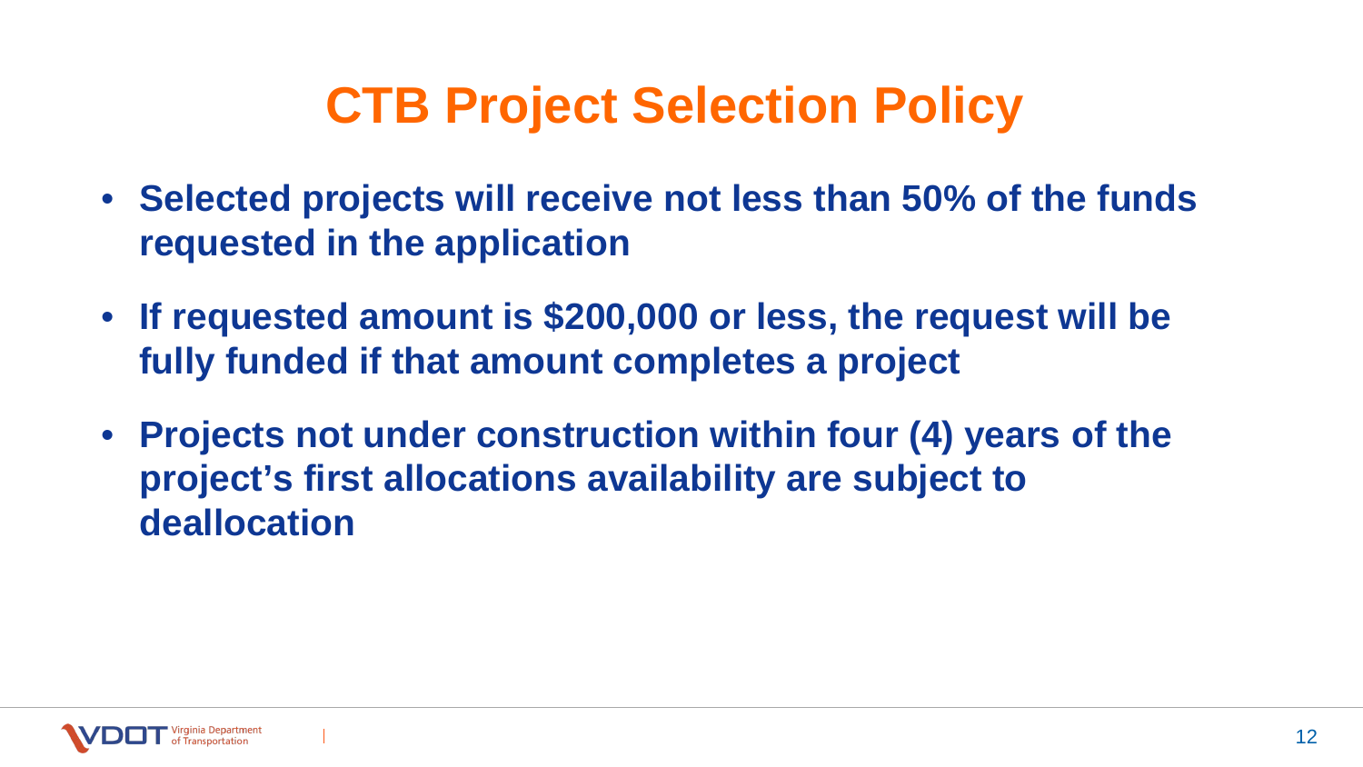# CTB Project Selection Policy

- **Selected projects will receive not less than 50% of the funds requested in the application**
- **If requested amount is $200,000 or less, the request will be fully funded if that amount completes a project**
- **Projects not under construction within four (4) years of the project's first allocations availability are subject to deallocation**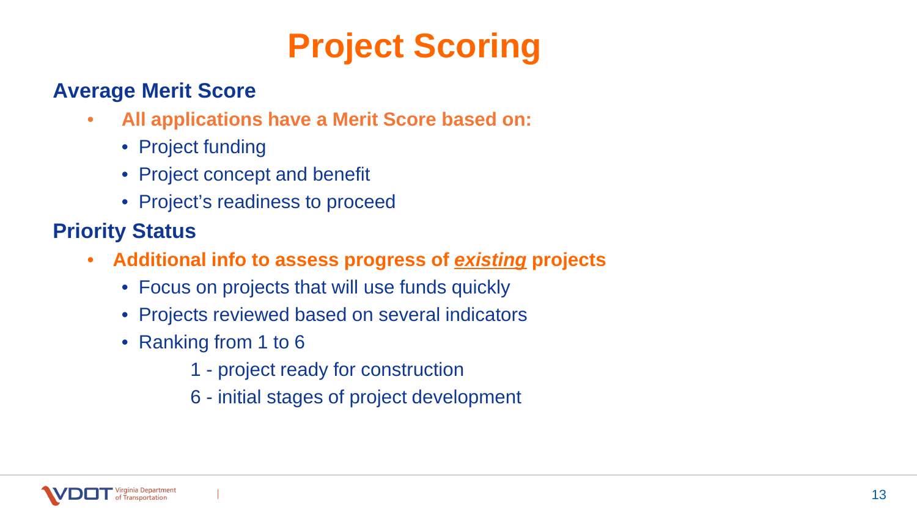# Project Scoring

## Average Merit Score

- **All applications have a Merit Score based on:**
  - Project funding
  - Project concept and benefit
  - Project's readiness to proceed

## Priority Status

- **Additional info to assess progress of *existing* projects**
  - Focus on projects that will use funds quickly
  - Projects reviewed based on several indicators
  - Ranking from 1 to 6

    1 - project ready for construction

    6 - initial stages of project development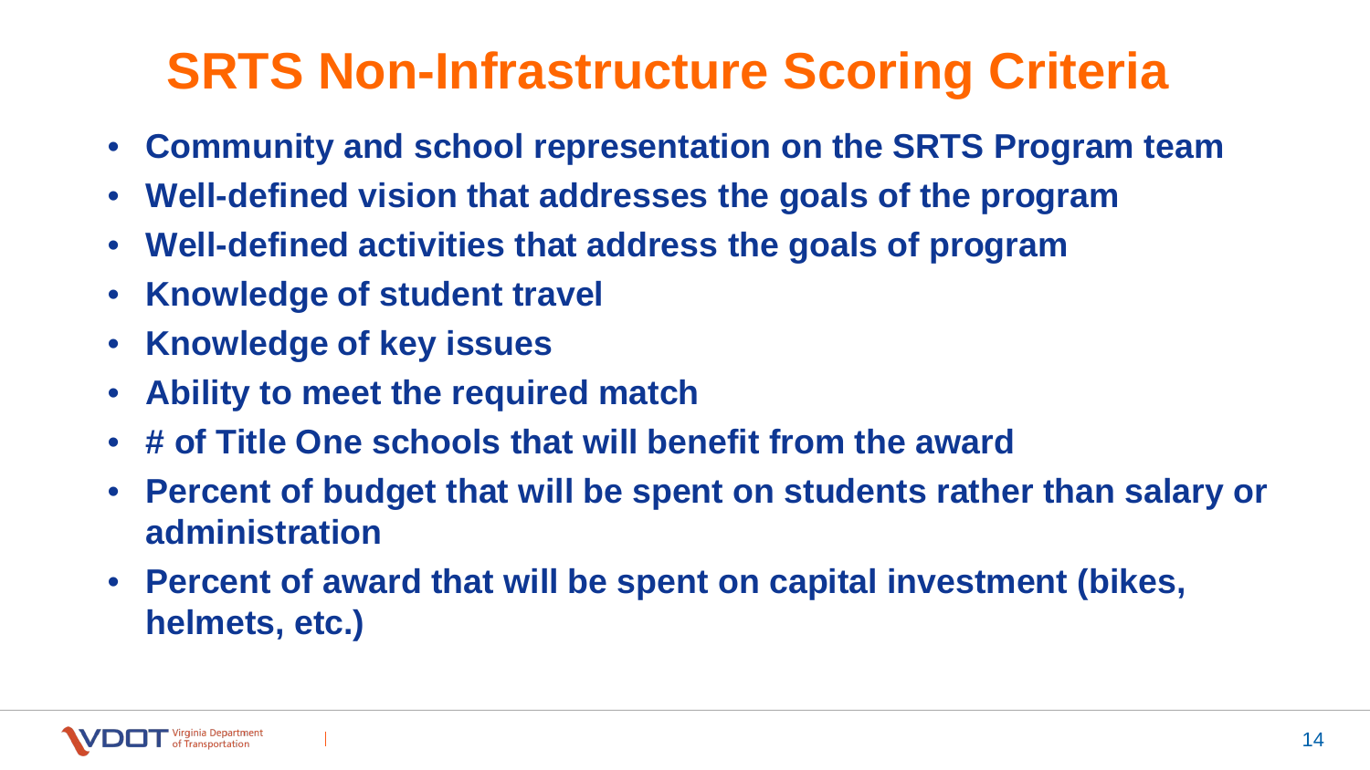# SRTS Non-Infrastructure Scoring Criteria

- **Community and school representation on the SRTS Program team**
- **Well-defined vision that addresses the goals of the program**
- **Well-defined activities that address the goals of program**
- **Knowledge of student travel**
- **Knowledge of key issues**
- **Ability to meet the required match**
- **# of Title One schools that will benefit from the award**
- **Percent of budget that will be spent on students rather than salary or administration**
- **Percent of award that will be spent on capital investment (bikes, helmets, etc.)**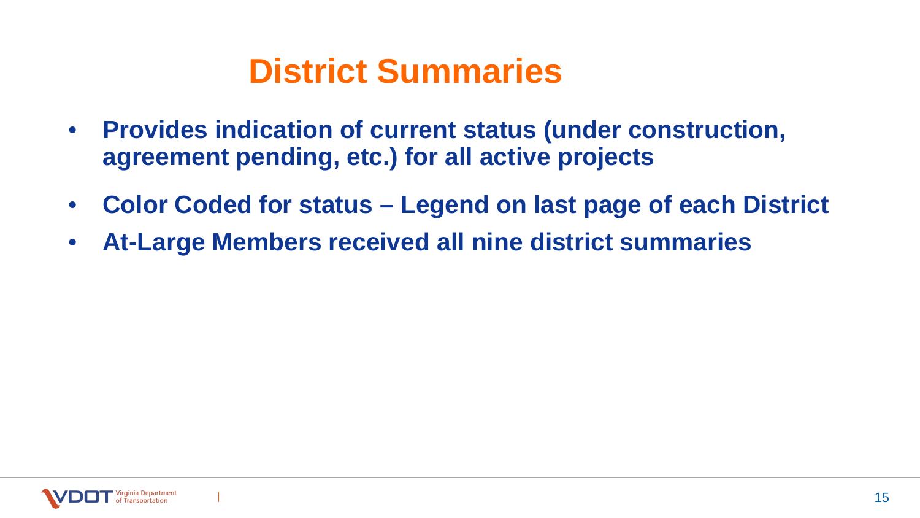# District Summaries

- **Provides indication of current status (under construction, agreement pending, etc.) for all active projects**
- **Color Coded for status – Legend on last page of each District**
- **At-Large Members received all nine district summaries**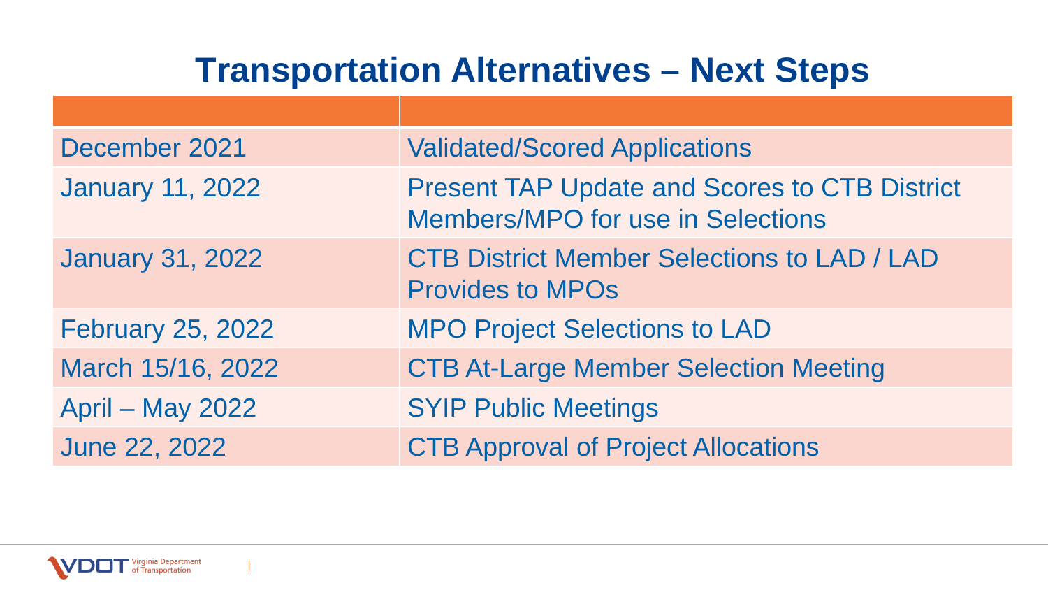# Transportation Alternatives – Next Steps

| | |
|---|---|
| December 2021 | Validated/Scored Applications |
| January 11, 2022 | Present TAP Update and Scores to CTB District Members/MPO for use in Selections |
| January 31, 2022 | CTB District Member Selections to LAD / LAD Provides to MPOs |
| February 25, 2022 | MPO Project Selections to LAD |
| March 15/16, 2022 | CTB At-Large Member Selection Meeting |
| April – May 2022 | SYIP Public Meetings |
| June 22, 2022 | CTB Approval of Project Allocations |